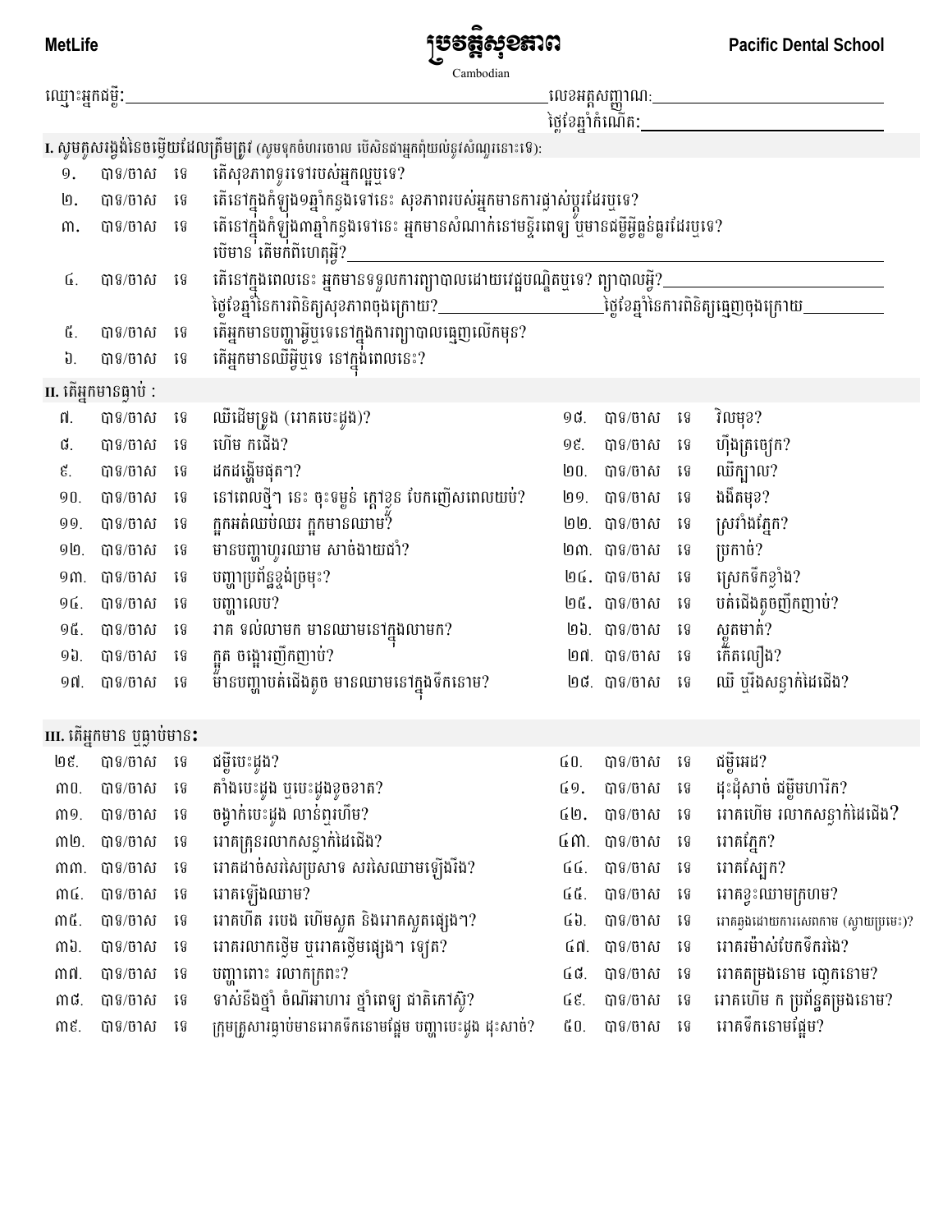MetLife **ប្រវត្តិសុខភាព** Pacific Dental School

Cambodian

ឈ្មោះអ្នកជម្ងឺ:________________________ លេខអត្តសញ្ញាណ:________________________

ថ្ងៃខែឆ្នាំកំណើត:________________________

**I. សូមគូសរង្វង់នៃចម្លើយដែលត្រឹមត្រូវ** (សូមទុកចំហរចោល បើសិនជាអ្នកពុំយល់នូវសំណួរនោះទេ):

១. បាទ/ចាស ទេ តើសុខភាពទូទៅរបស់អ្នកល្អឬទេ?

២. បាទ/ចាស ទេ តើនៅក្នុងកំឡុង១ឆ្នាំកន្លងទៅនេះ សុខភាពរបស់អ្នកមានការផ្លាស់ប្តូរដែរឬទេ?

៣. បាទ/ចាស ទេ តើនៅក្នុងកំឡុង៣ឆ្នាំកន្លងទៅនេះ អ្នកមានសំណាក់នៅមន្ទីរពេទ្យ ឬមានជម្ងឺអ្វីធ្ងន់ធ្ងរដែរឬទេ?
បើមាន តើមកពីហេតុអ្វី?________________________

៤. បាទ/ចាស ទេ តើនៅក្នុងពេលនេះ អ្នកមានទទួលការព្យាបាលដោយវេជ្ជបណ្ឌិតឬទេ? ព្យាបាលអ្វី?________________
ថ្ងៃខែឆ្នាំនៃការពិនិត្យសុខភាពចុងក្រោយ?________________ ថ្ងៃខែឆ្នាំនៃការពិនិត្យធ្មេញចុងក្រោយ________________

៥. បាទ/ចាស ទេ តើអ្នកមានបញ្ហាអ្វីឬទេនៅក្នុងការព្យាបាលធ្មេញលើកមុន?

៦. បាទ/ចាស ទេ តើអ្នកមានឈឺអ្វីឬទេ នៅក្នុងពេលនេះ?

**II. តើអ្នកមានធ្លាប់ :**

| | | | | | | | |
|---|---|---|---|---|---|---|---|
| ៧. | បាទ/ចាស ទេ | ឈឺដើមទ្រូង (រោគបេះដូង)? | | ១៨. | បាទ/ចាស ទេ | វិលមុខ? |
| ៨. | បាទ/ចាស ទេ | ហើម កជើង? | | ១៩. | បាទ/ចាស ទេ | ហ៊ឹងត្រចៀក? |
| ៩. | បាទ/ចាស ទេ | ដកដង្ហើមផុតៗ? | | ២០. | បាទ/ចាស ទេ | ឈឺក្បាល? |
| ១០. | បាទ/ចាស ទេ | នៅពេលថ្មីៗ នេះ ចុះទម្ងន់ ក្តៅខ្លួន បែកញើសពេលយប់? | | ២១. | បាទ/ចាស ទេ | ងងឹតមុខ? |
| ១១. | បាទ/ចាស ទេ | ក្អកអត់ឈប់ឈរ ក្អកមានឈាម? | | ២២. | បាទ/ចាស ទេ | ស្រវាំងភ្នែក? |
| ១២. | បាទ/ចាស ទេ | មានបញ្ហាហូរឈាម សាច់ងាយជាំ? | | ២៣. | បាទ/ចាស ទេ | ប្រកាច់? |
| ១៣. | បាទ/ចាស ទេ | បញ្ហាប្រព័ន្ធខ្យល់ច្រមុះ? | | ២៤. | បាទ/ចាស ទេ | ស្រេកទឹកខ្លាំង? |
| ១៤. | បាទ/ចាស ទេ | បញ្ហាលេប? | | ២៥. | បាទ/ចាស ទេ | បត់ជើងតូចញឹកញាប់? |
| ១៥. | បាទ/ចាស ទេ | រាគ ទល់លាមក មានឈាមនៅក្នុងលាមក? | | ២៦. | បាទ/ចាស ទេ | ស្ងួតមាត់? |
| ១៦. | បាទ/ចាស ទេ | ក្អួត ចង្អោរញឹកញាប់? | | ២៧. | បាទ/ចាស ទេ | កើតលឿង? |
| ១៧. | បាទ/ចាស ទេ | មានបញ្ហាបត់ជើងតូច មានឈាមនៅក្នុងទឹកនោម? | | ២៨. | បាទ/ចាស ទេ | ឈឺ ឬរឹងសន្លាក់ដៃជើង? |

**III. តើអ្នកមាន ឬធ្លាប់មាន:**

| | | | | | |
|---|---|---|---|---|---|
| ២៩. | បាទ/ចាស ទេ | ជម្ងឺបេះដូង? | ៤០. | បាទ/ចាស ទេ | ជម្ងឺអេដ? |
| ៣០. | បាទ/ចាស ទេ | គាំងបេះដូង ឬបេះដូងខូចខាត? | ៤១. | បាទ/ចាស ទេ | ដុះដុំសាច់ ជម្ងឺមហារីក? |
| ៣១. | បាទ/ចាស ទេ | ចង្វាក់បេះដូង លាន់ឮហើម? | ៤២. | បាទ/ចាស ទេ | រោគហើម រលាកសន្លាក់ដៃជើង? |
| ៣២. | បាទ/ចាស ទេ | រោគគ្រុនរលាកសន្លាក់ដៃជើង? | ៤៣. | បាទ/ចាស ទេ | រោគភ្នែក? |
| ៣៣. | បាទ/ចាស ទេ | រោគដាច់សរសៃប្រសាទ សរសៃឈាមឡើងរឹង? | ៤៤. | បាទ/ចាស ទេ | រោគស្បែក? |
| ៣៤. | បាទ/ចាស ទេ | រោគឡើងឈាម? | ៤៥. | បាទ/ចាស ទេ | រោគខ្វះឈាមក្រហម? |
| ៣៥. | បាទ/ចាស ទេ | រោគហឺត របេង ហើមស្អួត និងរោគសួតផ្សេងៗ? | ៤៦. | បាទ/ចាស ទេ | រោគឆ្លងដោយការសេពកាម (ស្វាយប្រមេះ)? |
| ៣៦. | បាទ/ចាស ទេ | រោគរលាកថ្លើម ឬរោគថ្លើមផ្សេងៗ ទៀត? | ៤៧. | បាទ/ចាស ទេ | រោគរម៉ាស់បែកទឹករងៃ? |
| ៣៧. | បាទ/ចាស ទេ | បញ្ហាពោះ រលាកក្រពះ? | ៤៨. | បាទ/ចាស ទេ | រោគតម្រងនោម ប្លោកនោម? |
| ៣៨. | បាទ/ចាស ទេ | ទាស់នឹងថ្នាំ ចំណីអាហារ ថ្នាំពេទ្យ ជាតិកៅស៊ូ? | ៤៩. | បាទ/ចាស ទេ | រោគហើម ក ប្រព័ន្ធតម្រងនោម? |
| ៣៩. | បាទ/ចាស ទេ | ក្រុមគ្រួសារធ្លាប់មានរោគទឹកនោមផ្អែម បញ្ហាបេះដូង ដុះសាច់? | ៥០. | បាទ/ចាស ទេ | រោគទឹកនោមផ្អែម? |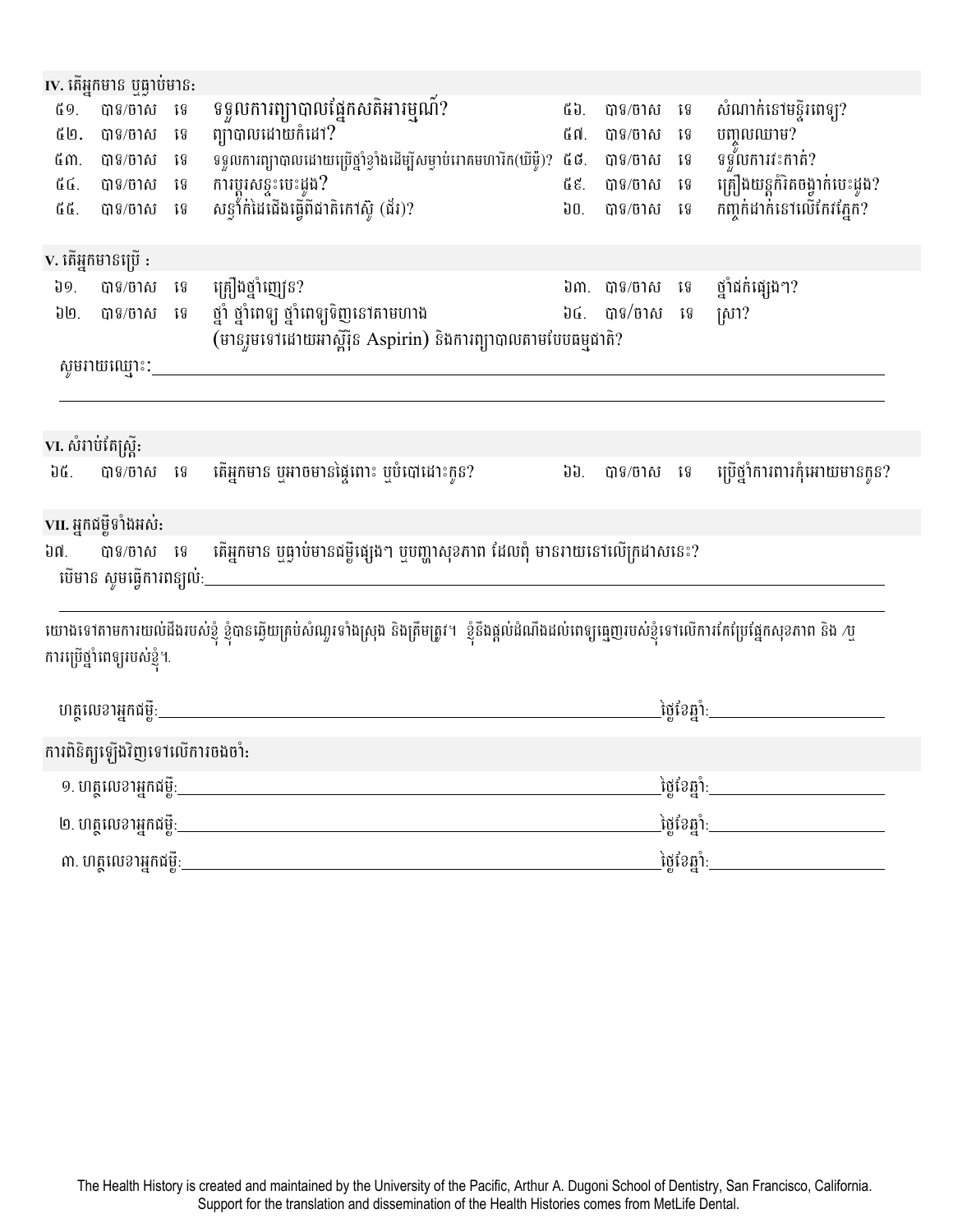**IV. តើអ្នកមាន ឬធ្លាប់មាន:**

| | | | | | | | |
|---|---|---|---|---|---|---|---|
| ៥១. | បាទ/ចាស ទេ | ទទួលការព្យាបាលផ្នែកសតិអារម្មណ៍? | | ៥៦. | បាទ/ចាស ទេ | សំណាក់នៅមន្ទីរពេទ្យ? |
| ៥២. | បាទ/ចាស ទេ | ព្យាបាលដោយកំដៅ? | | ៥៧. | បាទ/ចាស ទេ | បញ្ចូលឈាម? |
| ៥៣. | បាទ/ចាស ទេ | ទទួលការព្យាបាលដោយប្រើថ្នាំខ្លាំងដើម្បីសម្លាប់រោគមហារីក(ឃីម៉ូ)? | | ៥៨. | បាទ/ចាស ទេ | ទទួលការវះកាត់? |
| ៥៤. | បាទ/ចាស ទេ | ការប្តូរសន្ទះបេះដូង? | | ៥៩. | បាទ/ចាស ទេ | គ្រឿងយន្តកំរិតចង្វាក់បេះដូង? |
| ៥៥. | បាទ/ចាស ទេ | សន្លាក់ដៃជើងធ្វើពីជាតិកៅស៊ូ (ដែរ)? | | ៦០. | បាទ/ចាស ទេ | កញ្ចក់ដាក់នៅលើកែវភ្នែក? |

**V. តើអ្នកមានប្រើ :**

| | | | | | |
|---|---|---|---|---|---|
| ៦១. | បាទ/ចាស ទេ | គ្រឿងថ្នាំញៀន? | ៦៣. | បាទ/ចាស ទេ | ថ្នាំជក់ផ្សេងៗ? |
| ៦២. | បាទ/ចាស ទេ | ថ្នាំ ថ្នាំពេទ្យ ថ្នាំពេទ្យទិញនៅតាមហាង (មានរួមទាំងដោយអាស្ពីរីន Aspirin) និងការព្យាបាលតាមបែបធម្មជាតិ? | ៦៤. | បាទ/ចាស ទេ | ស្រា? |

សូមរាយឈ្មោះ: \_\_\_\_\_\_\_\_\_\_\_\_\_\_\_\_\_\_\_\_\_\_\_\_\_\_\_\_\_\_\_\_\_\_\_\_\_\_\_\_

**VI. សំរាប់តែស្ត្រី:**

| | | | | | |
|---|---|---|---|---|---|
| ៦៥. | បាទ/ចាស ទេ | តើអ្នកមាន ឬអាចមានផ្ទៃពោះ ឬបំបៅដោះកូន? | ៦៦. | បាទ/ចាស ទេ | ប្រើថ្នាំការពារកុំអោយមានកូន? |

**VII. អ្នកជម្ងឺទាំងអស់:**

៦៧. បាទ/ចាស ទេ តើអ្នកមាន ឬធ្លាប់មានជម្ងឺផ្សេងៗ ឬបញ្ហាសុខភាព ដែលពុំ មានរាយនៅលើក្រដាសនេះ?

បើមាន សូមធ្វើការពន្យល់: \_\_\_\_\_\_\_\_\_\_\_\_\_\_\_\_\_\_\_\_\_\_\_\_\_\_\_\_\_\_\_\_\_\_\_\_\_\_\_\_

យោងទៅតាមការយល់ដឹងរបស់ខ្ញុំ ខ្ញុំបានឆ្លើយគ្រប់សំណួរទាំងស្រុង និងត្រឹមត្រូវ។ ខ្ញុំនឹងផ្តល់ដំណឹងដល់ពេទ្យធ្មេញរបស់ខ្ញុំទៅលើការកែប្រែផ្នែកសុខភាព និង /ឬ ការប្រើថ្នាំពេទ្យរបស់ខ្ញុំ។

ហត្ថលេខាអ្នកជម្ងឺ: \_\_\_\_\_\_\_\_\_\_\_\_\_\_\_\_\_\_\_\_\_\_\_\_\_\_\_\_\_\_ ថ្ងៃខែឆ្នាំ: \_\_\_\_\_\_\_\_\_\_\_\_\_\_\_\_

**ការពិនិត្យឡើងវិញទៅលើការចងចាំ:**

១. ហត្ថលេខាអ្នកជម្ងឺ: \_\_\_\_\_\_\_\_\_\_\_\_\_\_\_\_\_\_\_\_\_\_\_\_\_\_\_\_\_\_ ថ្ងៃខែឆ្នាំ: \_\_\_\_\_\_\_\_\_\_\_\_\_\_\_\_

២. ហត្ថលេខាអ្នកជម្ងឺ: \_\_\_\_\_\_\_\_\_\_\_\_\_\_\_\_\_\_\_\_\_\_\_\_\_\_\_\_\_\_ ថ្ងៃខែឆ្នាំ: \_\_\_\_\_\_\_\_\_\_\_\_\_\_\_\_

៣. ហត្ថលេខាអ្នកជម្ងឺ: \_\_\_\_\_\_\_\_\_\_\_\_\_\_\_\_\_\_\_\_\_\_\_\_\_\_\_\_\_\_ ថ្ងៃខែឆ្នាំ: \_\_\_\_\_\_\_\_\_\_\_\_\_\_\_\_

The Health History is created and maintained by the University of the Pacific, Arthur A. Dugoni School of Dentistry, San Francisco, California.
Support for the translation and dissemination of the Health Histories comes from MetLife Dental.